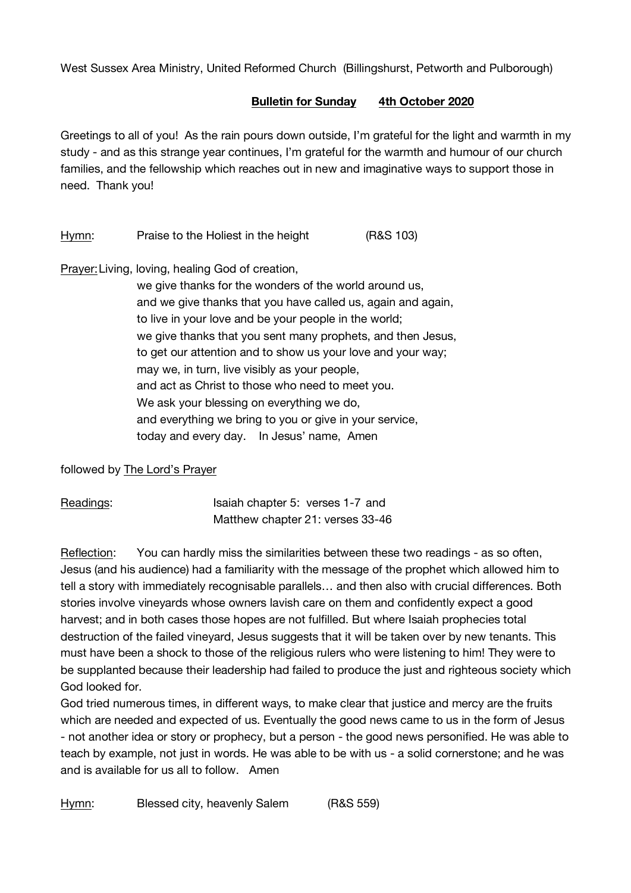West Sussex Area Ministry, United Reformed Church (Billingshurst, Petworth and Pulborough)

**Bulletin for Sunday 4th October 2020**

Greetings to all of you! As the rain pours down outside, I'm grateful for the light and warmth in my study - and as this strange year continues, I'm grateful for the warmth and humour of our church families, and the fellowship which reaches out in new and imaginative ways to support those in need. Thank you!

Hymn: Praise to the Holiest in the height (R&S 103)

Prayer: Living, loving, healing God of creation,
we give thanks for the wonders of the world around us,
and we give thanks that you have called us, again and again,
to live in your love and be your people in the world;
we give thanks that you sent many prophets, and then Jesus,
to get our attention and to show us your love and your way;
may we, in turn, live visibly as your people,
and act as Christ to those who need to meet you.
We ask your blessing on everything we do,
and everything we bring to you or give in your service,
today and every day. In Jesus' name, Amen

followed by The Lord's Prayer

Readings: Isaiah chapter 5: verses 1-7 and
Matthew chapter 21: verses 33-46

Reflection: You can hardly miss the similarities between these two readings - as so often, Jesus (and his audience) had a familiarity with the message of the prophet which allowed him to tell a story with immediately recognisable parallels… and then also with crucial differences. Both stories involve vineyards whose owners lavish care on them and confidently expect a good harvest; and in both cases those hopes are not fulfilled. But where Isaiah prophecies total destruction of the failed vineyard, Jesus suggests that it will be taken over by new tenants. This must have been a shock to those of the religious rulers who were listening to him! They were to be supplanted because their leadership had failed to produce the just and righteous society which God looked for.
God tried numerous times, in different ways, to make clear that justice and mercy are the fruits which are needed and expected of us. Eventually the good news came to us in the form of Jesus - not another idea or story or prophecy, but a person - the good news personified. He was able to teach by example, not just in words. He was able to be with us - a solid cornerstone; and he was and is available for us all to follow. Amen

Hymn: Blessed city, heavenly Salem (R&S 559)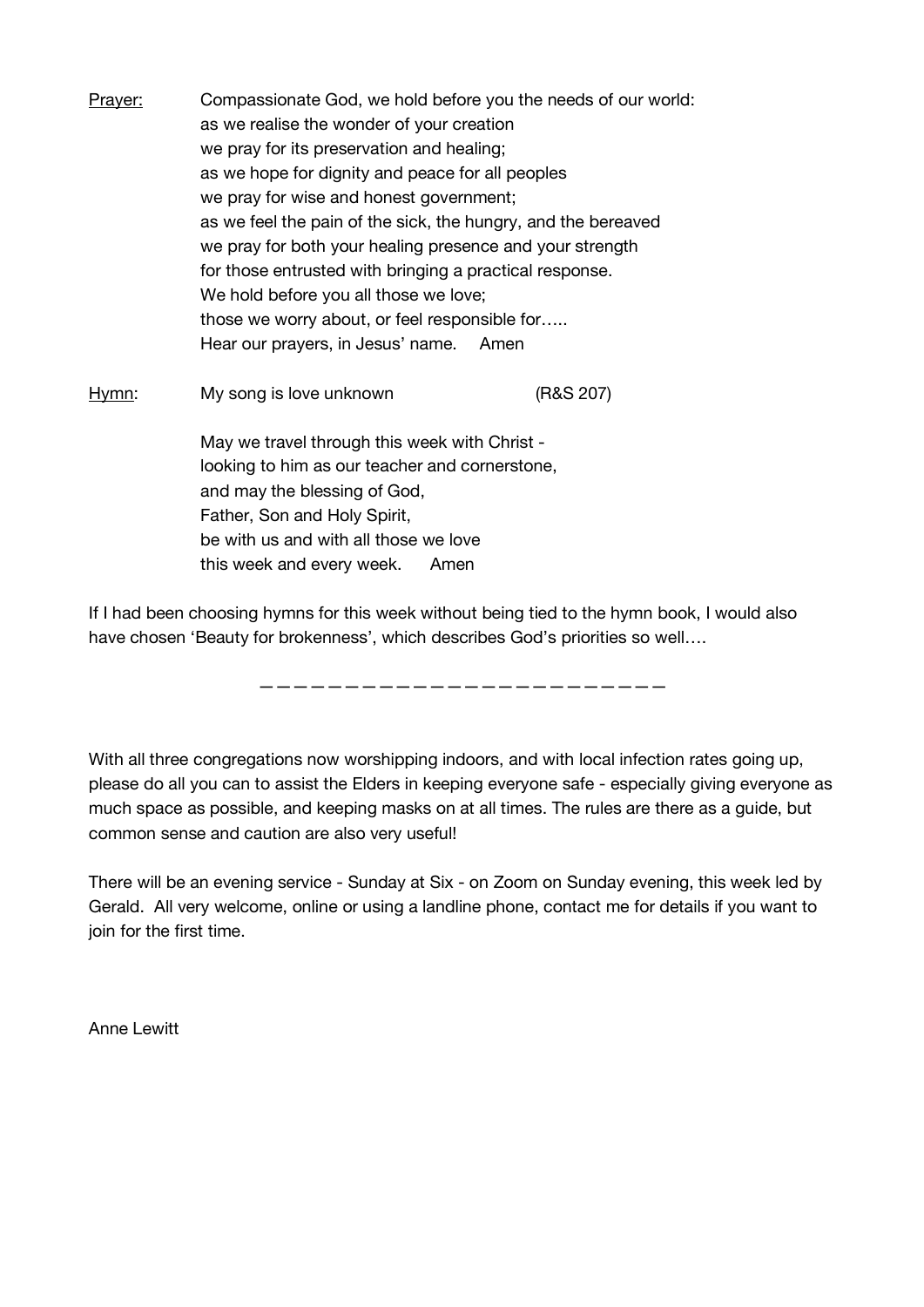<u>Prayer:</u> Compassionate God, we hold before you the needs of our world:
as we realise the wonder of your creation
we pray for its preservation and healing;
as we hope for dignity and peace for all peoples
we pray for wise and honest government;
as we feel the pain of the sick, the hungry, and the bereaved
we pray for both your healing presence and your strength
for those entrusted with bringing a practical response.
We hold before you all those we love;
those we worry about, or feel responsible for…..
Hear our prayers, in Jesus' name. Amen

<u>Hymn</u>: My song is love unknown (R&S 207)

May we travel through this week with Christ -
looking to him as our teacher and cornerstone,
and may the blessing of God,
Father, Son and Holy Spirit,
be with us and with all those we love
this week and every week. Amen

If I had been choosing hymns for this week without being tied to the hymn book, I would also have chosen 'Beauty for brokenness', which describes God's priorities so well….

---

With all three congregations now worshipping indoors, and with local infection rates going up, please do all you can to assist the Elders in keeping everyone safe - especially giving everyone as much space as possible, and keeping masks on at all times. The rules are there as a guide, but common sense and caution are also very useful!

There will be an evening service - Sunday at Six - on Zoom on Sunday evening, this week led by Gerald. All very welcome, online or using a landline phone, contact me for details if you want to join for the first time.

Anne Lewitt